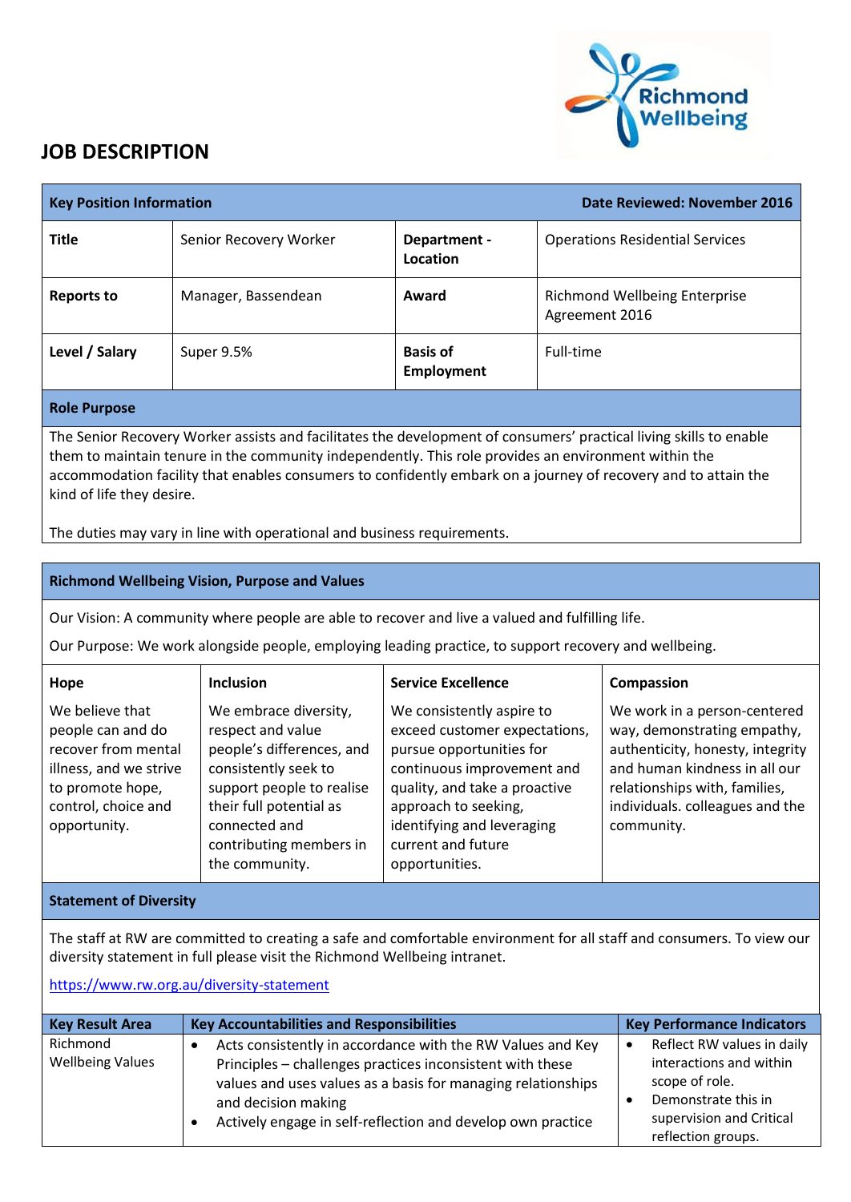# JOB DESCRIPTION

| Key Position Information | | | Date Reviewed: November 2016 |
|---|---|---|---|
| **Title** | Senior Recovery Worker | **Department - Location** | Operations Residential Services |
| **Reports to** | Manager, Bassendean | **Award** | Richmond Wellbeing Enterprise Agreement 2016 |
| **Level / Salary** | Super 9.5% | **Basis of Employment** | Full-time |

**Role Purpose**

The Senior Recovery Worker assists and facilitates the development of consumers' practical living skills to enable them to maintain tenure in the community independently. This role provides an environment within the accommodation facility that enables consumers to confidently embark on a journey of recovery and to attain the kind of life they desire.

The duties may vary in line with operational and business requirements.

**Richmond Wellbeing Vision, Purpose and Values**

Our Vision: A community where people are able to recover and live a valued and fulfilling life.

Our Purpose: We work alongside people, employing leading practice, to support recovery and wellbeing.

| Hope | Inclusion | Service Excellence | Compassion |
|---|---|---|---|
| We believe that people can and do recover from mental illness, and we strive to promote hope, control, choice and opportunity. | We embrace diversity, respect and value people's differences, and consistently seek to support people to realise their full potential as connected and contributing members in the community. | We consistently aspire to exceed customer expectations, pursue opportunities for continuous improvement and quality, and take a proactive approach to seeking, identifying and leveraging current and future opportunities. | We work in a person-centered way, demonstrating empathy, authenticity, honesty, integrity and human kindness in all our relationships with, families, individuals. colleagues and the community. |

**Statement of Diversity**

The staff at RW are committed to creating a safe and comfortable environment for all staff and consumers. To view our diversity statement in full please visit the Richmond Wellbeing intranet.

https://www.rw.org.au/diversity-statement

| Key Result Area | Key Accountabilities and Responsibilities | Key Performance Indicators |
|---|---|---|
| Richmond Wellbeing Values | • Acts consistently in accordance with the RW Values and Key Principles – challenges practices inconsistent with these values and uses values as a basis for managing relationships and decision making<br>• Actively engage in self-reflection and develop own practice | • Reflect RW values in daily interactions and within scope of role.<br>• Demonstrate this in supervision and Critical reflection groups. |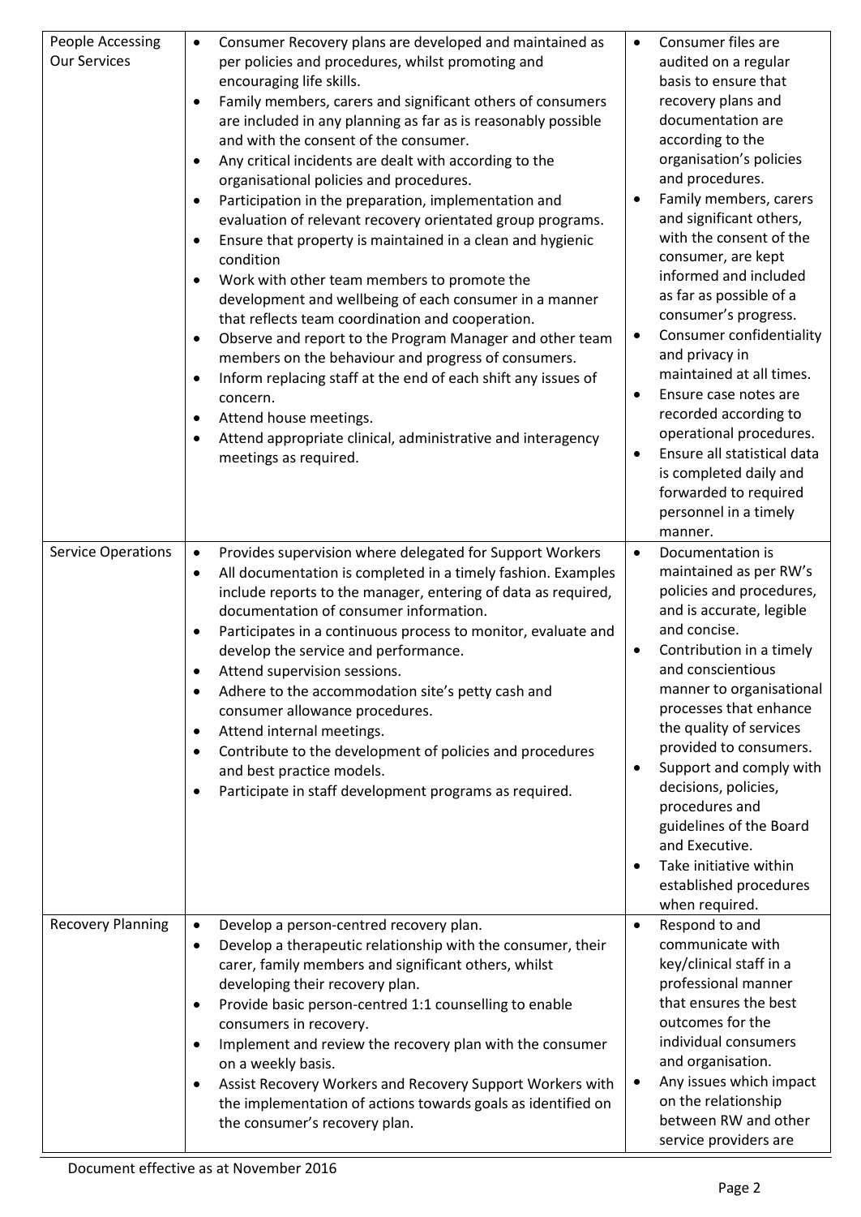| | | |
|---|---|---|
| People Accessing Our Services | • Consumer Recovery plans are developed and maintained as per policies and procedures, whilst promoting and encouraging life skills.<br>• Family members, carers and significant others of consumers are included in any planning as far as is reasonably possible and with the consent of the consumer.<br>• Any critical incidents are dealt with according to the organisational policies and procedures.<br>• Participation in the preparation, implementation and evaluation of relevant recovery orientated group programs.<br>• Ensure that property is maintained in a clean and hygienic condition<br>• Work with other team members to promote the development and wellbeing of each consumer in a manner that reflects team coordination and cooperation.<br>• Observe and report to the Program Manager and other team members on the behaviour and progress of consumers.<br>• Inform replacing staff at the end of each shift any issues of concern.<br>• Attend house meetings.<br>• Attend appropriate clinical, administrative and interagency meetings as required. | • Consumer files are audited on a regular basis to ensure that recovery plans and documentation are according to the organisation's policies and procedures.<br>• Family members, carers and significant others, with the consent of the consumer, are kept informed and included as far as possible of a consumer's progress.<br>• Consumer confidentiality and privacy in maintained at all times.<br>• Ensure case notes are recorded according to operational procedures.<br>• Ensure all statistical data is completed daily and forwarded to required personnel in a timely manner. |
| Service Operations | • Provides supervision where delegated for Support Workers<br>• All documentation is completed in a timely fashion. Examples include reports to the manager, entering of data as required, documentation of consumer information.<br>• Participates in a continuous process to monitor, evaluate and develop the service and performance.<br>• Attend supervision sessions.<br>• Adhere to the accommodation site's petty cash and consumer allowance procedures.<br>• Attend internal meetings.<br>• Contribute to the development of policies and procedures and best practice models.<br>• Participate in staff development programs as required. | • Documentation is maintained as per RW's policies and procedures, and is accurate, legible and concise.<br>• Contribution in a timely and conscientious manner to organisational processes that enhance the quality of services provided to consumers.<br>• Support and comply with decisions, policies, procedures and guidelines of the Board and Executive.<br>• Take initiative within established procedures when required. |
| Recovery Planning | • Develop a person-centred recovery plan.<br>• Develop a therapeutic relationship with the consumer, their carer, family members and significant others, whilst developing their recovery plan.<br>• Provide basic person-centred 1:1 counselling to enable consumers in recovery.<br>• Implement and review the recovery plan with the consumer on a weekly basis.<br>• Assist Recovery Workers and Recovery Support Workers with the implementation of actions towards goals as identified on the consumer's recovery plan. | • Respond to and communicate with key/clinical staff in a professional manner that ensures the best outcomes for the individual consumers and organisation.<br>• Any issues which impact on the relationship between RW and other service providers are |

Document effective as at November 2016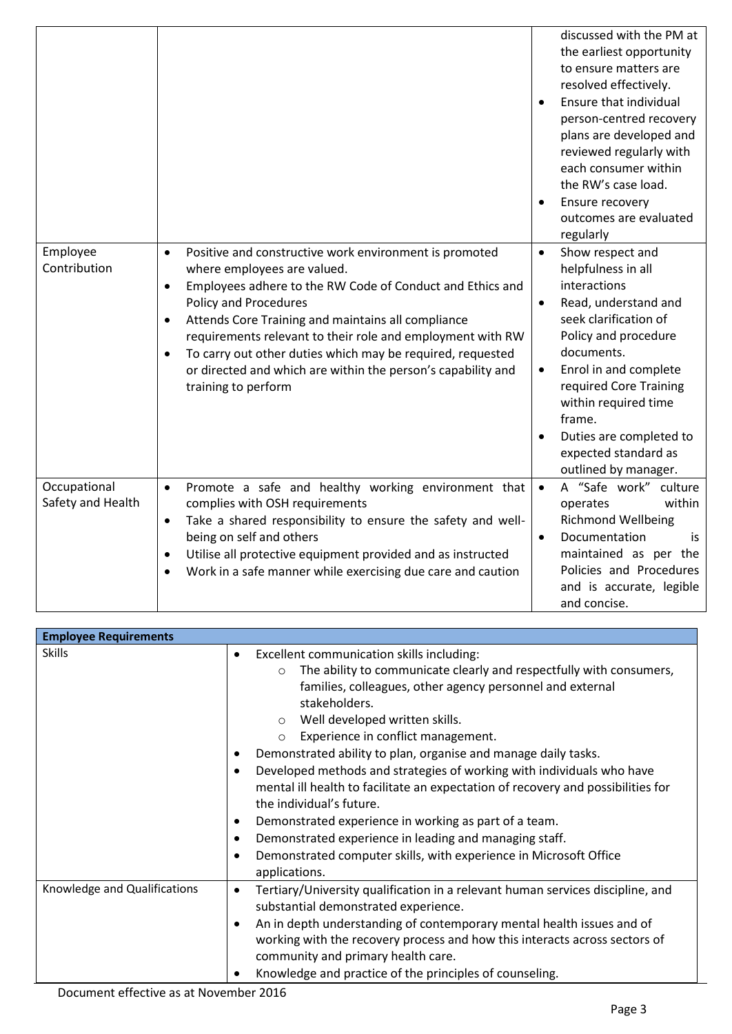| | | |
|---|---|---|
| | | discussed with the PM at the earliest opportunity to ensure matters are resolved effectively.<br>• Ensure that individual person-centred recovery plans are developed and reviewed regularly with each consumer within the RW's case load.<br>• Ensure recovery outcomes are evaluated regularly |
| Employee Contribution | • Positive and constructive work environment is promoted where employees are valued.<br>• Employees adhere to the RW Code of Conduct and Ethics and Policy and Procedures<br>• Attends Core Training and maintains all compliance requirements relevant to their role and employment with RW<br>• To carry out other duties which may be required, requested or directed and which are within the person's capability and training to perform | • Show respect and helpfulness in all interactions<br>• Read, understand and seek clarification of Policy and procedure documents.<br>• Enrol in and complete required Core Training within required time frame.<br>• Duties are completed to expected standard as outlined by manager. |
| Occupational Safety and Health | • Promote a safe and healthy working environment that complies with OSH requirements<br>• Take a shared responsibility to ensure the safety and well-being on self and others<br>• Utilise all protective equipment provided and as instructed<br>• Work in a safe manner while exercising due care and caution | • A "Safe work" culture operates within Richmond Wellbeing<br>• Documentation is maintained as per the Policies and Procedures and is accurate, legible and concise. |

| **Employee Requirements** | |
|---|---|
| Skills | • Excellent communication skills including:<br>  ○ The ability to communicate clearly and respectfully with consumers, families, colleagues, other agency personnel and external stakeholders.<br>  ○ Well developed written skills.<br>  ○ Experience in conflict management.<br>• Demonstrated ability to plan, organise and manage daily tasks.<br>• Developed methods and strategies of working with individuals who have mental ill health to facilitate an expectation of recovery and possibilities for the individual's future.<br>• Demonstrated experience in working as part of a team.<br>• Demonstrated experience in leading and managing staff.<br>• Demonstrated computer skills, with experience in Microsoft Office applications. |
| Knowledge and Qualifications | • Tertiary/University qualification in a relevant human services discipline, and substantial demonstrated experience.<br>• An in depth understanding of contemporary mental health issues and of working with the recovery process and how this interacts across sectors of community and primary health care.<br>• Knowledge and practice of the principles of counseling. |

Document effective as at November 2016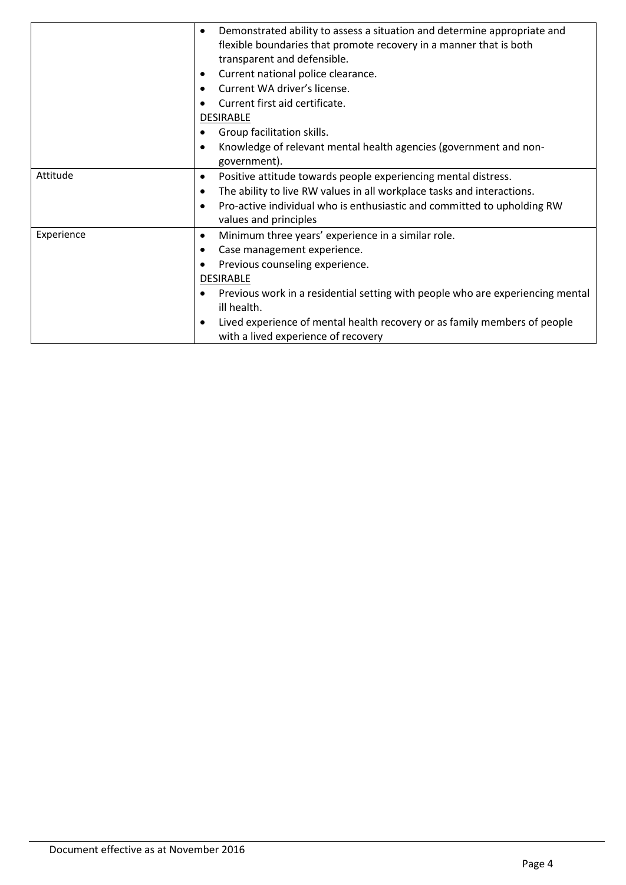| | |
|---|---|
| | • Demonstrated ability to assess a situation and determine appropriate and flexible boundaries that promote recovery in a manner that is both transparent and defensible.<br>• Current national police clearance.<br>• Current WA driver's license.<br>• Current first aid certificate.<br><u>DESIRABLE</u><br>• Group facilitation skills.<br>• Knowledge of relevant mental health agencies (government and non-government). |
| Attitude | • Positive attitude towards people experiencing mental distress.<br>• The ability to live RW values in all workplace tasks and interactions.<br>• Pro-active individual who is enthusiastic and committed to upholding RW values and principles |
| Experience | • Minimum three years' experience in a similar role.<br>• Case management experience.<br>• Previous counseling experience.<br><u>DESIRABLE</u><br>• Previous work in a residential setting with people who are experiencing mental ill health.<br>• Lived experience of mental health recovery or as family members of people with a lived experience of recovery |

Document effective as at November 2016